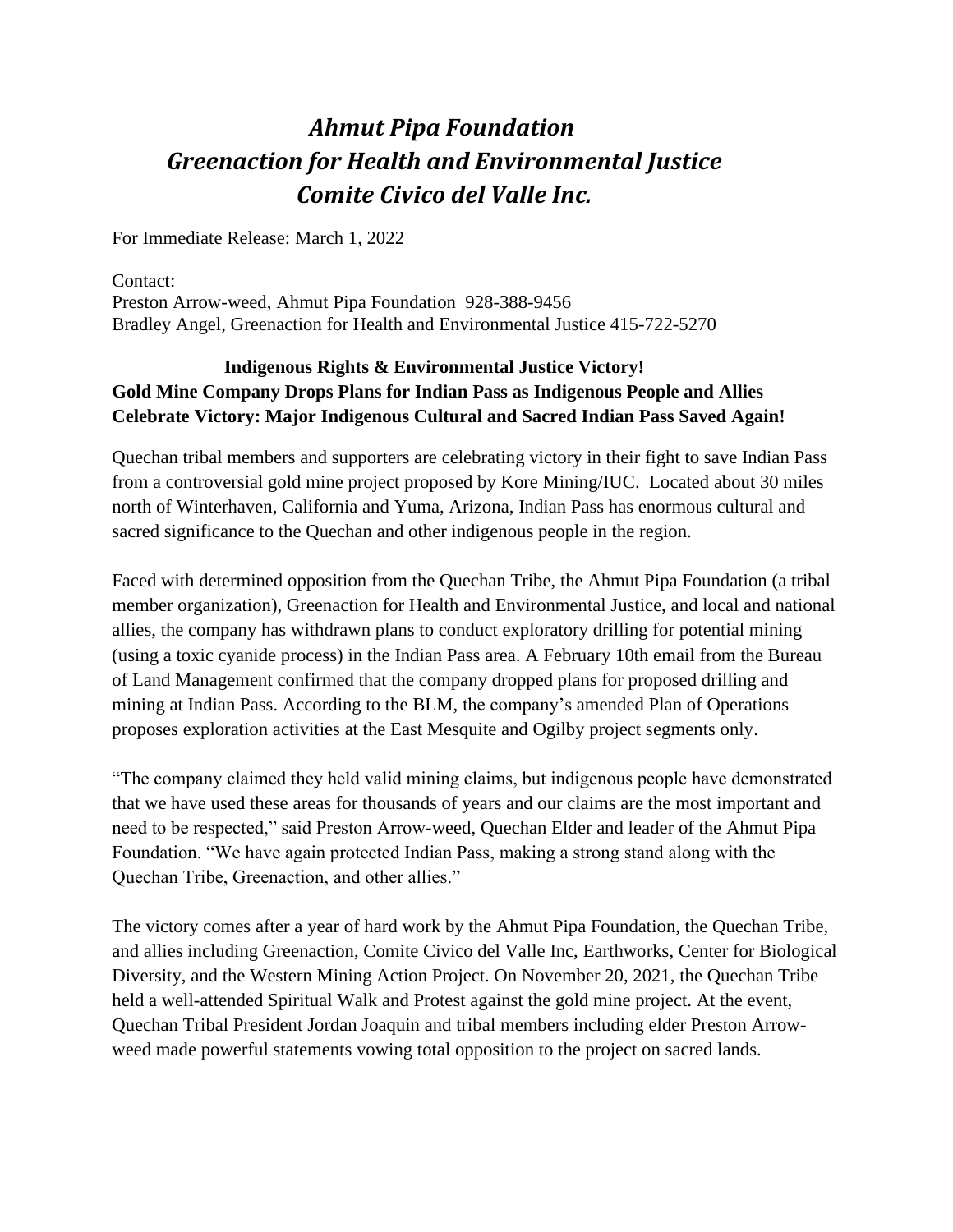# *Ahmut Pipa Foundation*
# *Greenaction for Health and Environmental Justice*
# *Comite Civico del Valle Inc.*

For Immediate Release: March 1, 2022

Contact:
Preston Arrow-weed, Ahmut Pipa Foundation 928-388-9456
Bradley Angel, Greenaction for Health and Environmental Justice 415-722-5270

**Indigenous Rights & Environmental Justice Victory!**
**Gold Mine Company Drops Plans for Indian Pass as Indigenous People and Allies Celebrate Victory: Major Indigenous Cultural and Sacred Indian Pass Saved Again!**

Quechan tribal members and supporters are celebrating victory in their fight to save Indian Pass from a controversial gold mine project proposed by Kore Mining/IUC. Located about 30 miles north of Winterhaven, California and Yuma, Arizona, Indian Pass has enormous cultural and sacred significance to the Quechan and other indigenous people in the region.

Faced with determined opposition from the Quechan Tribe, the Ahmut Pipa Foundation (a tribal member organization), Greenaction for Health and Environmental Justice, and local and national allies, the company has withdrawn plans to conduct exploratory drilling for potential mining (using a toxic cyanide process) in the Indian Pass area. A February 10th email from the Bureau of Land Management confirmed that the company dropped plans for proposed drilling and mining at Indian Pass. According to the BLM, the company's amended Plan of Operations proposes exploration activities at the East Mesquite and Ogilby project segments only.

"The company claimed they held valid mining claims, but indigenous people have demonstrated that we have used these areas for thousands of years and our claims are the most important and need to be respected," said Preston Arrow-weed, Quechan Elder and leader of the Ahmut Pipa Foundation. "We have again protected Indian Pass, making a strong stand along with the Quechan Tribe, Greenaction, and other allies."

The victory comes after a year of hard work by the Ahmut Pipa Foundation, the Quechan Tribe, and allies including Greenaction, Comite Civico del Valle Inc, Earthworks, Center for Biological Diversity, and the Western Mining Action Project. On November 20, 2021, the Quechan Tribe held a well-attended Spiritual Walk and Protest against the gold mine project. At the event, Quechan Tribal President Jordan Joaquin and tribal members including elder Preston Arrow-weed made powerful statements vowing total opposition to the project on sacred lands.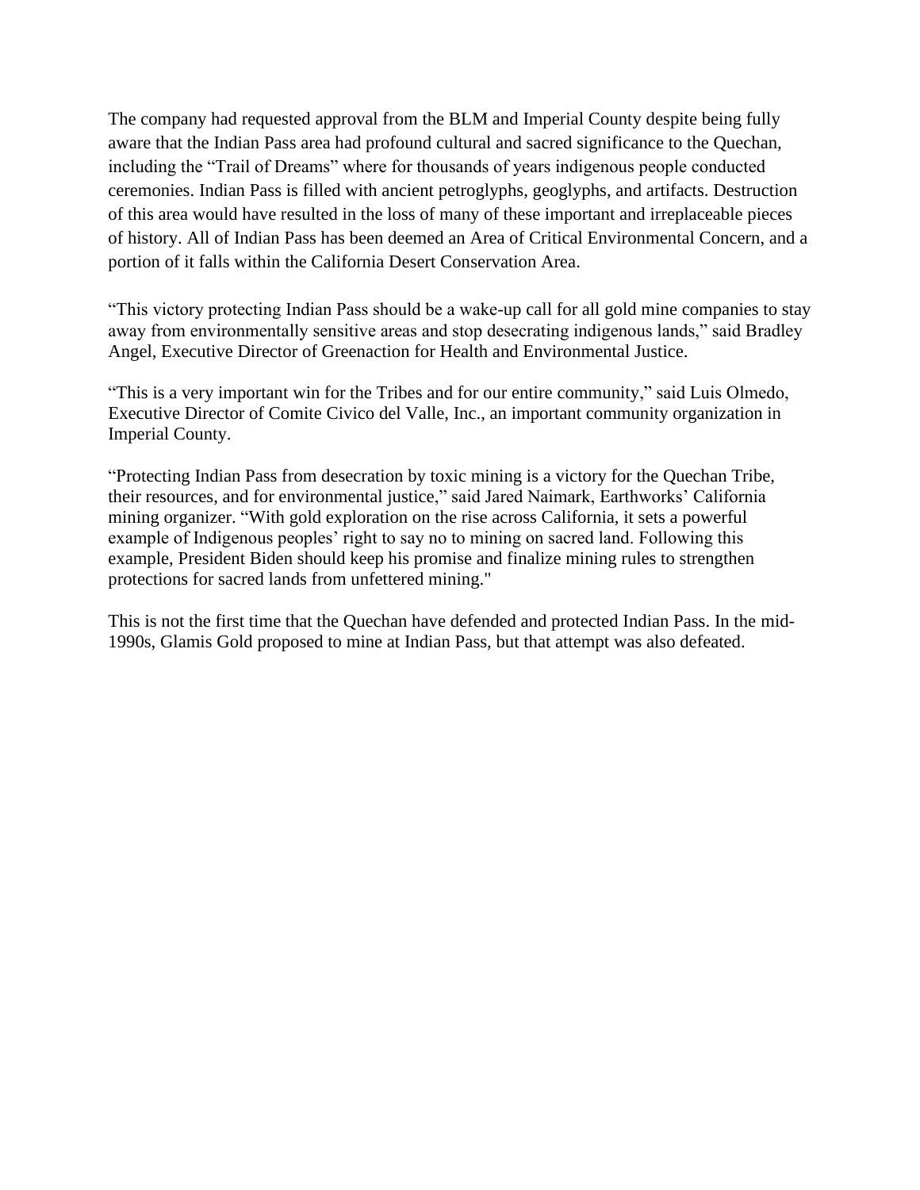The company had requested approval from the BLM and Imperial County despite being fully aware that the Indian Pass area had profound cultural and sacred significance to the Quechan, including the "Trail of Dreams" where for thousands of years indigenous people conducted ceremonies. Indian Pass is filled with ancient petroglyphs, geoglyphs, and artifacts. Destruction of this area would have resulted in the loss of many of these important and irreplaceable pieces of history. All of Indian Pass has been deemed an Area of Critical Environmental Concern, and a portion of it falls within the California Desert Conservation Area.

"This victory protecting Indian Pass should be a wake-up call for all gold mine companies to stay away from environmentally sensitive areas and stop desecrating indigenous lands," said Bradley Angel, Executive Director of Greenaction for Health and Environmental Justice.

"This is a very important win for the Tribes and for our entire community," said Luis Olmedo, Executive Director of Comite Civico del Valle, Inc., an important community organization in Imperial County.

"Protecting Indian Pass from desecration by toxic mining is a victory for the Quechan Tribe, their resources, and for environmental justice," said Jared Naimark, Earthworks' California mining organizer. "With gold exploration on the rise across California, it sets a powerful example of Indigenous peoples' right to say no to mining on sacred land. Following this example, President Biden should keep his promise and finalize mining rules to strengthen protections for sacred lands from unfettered mining."

This is not the first time that the Quechan have defended and protected Indian Pass. In the mid-1990s, Glamis Gold proposed to mine at Indian Pass, but that attempt was also defeated.